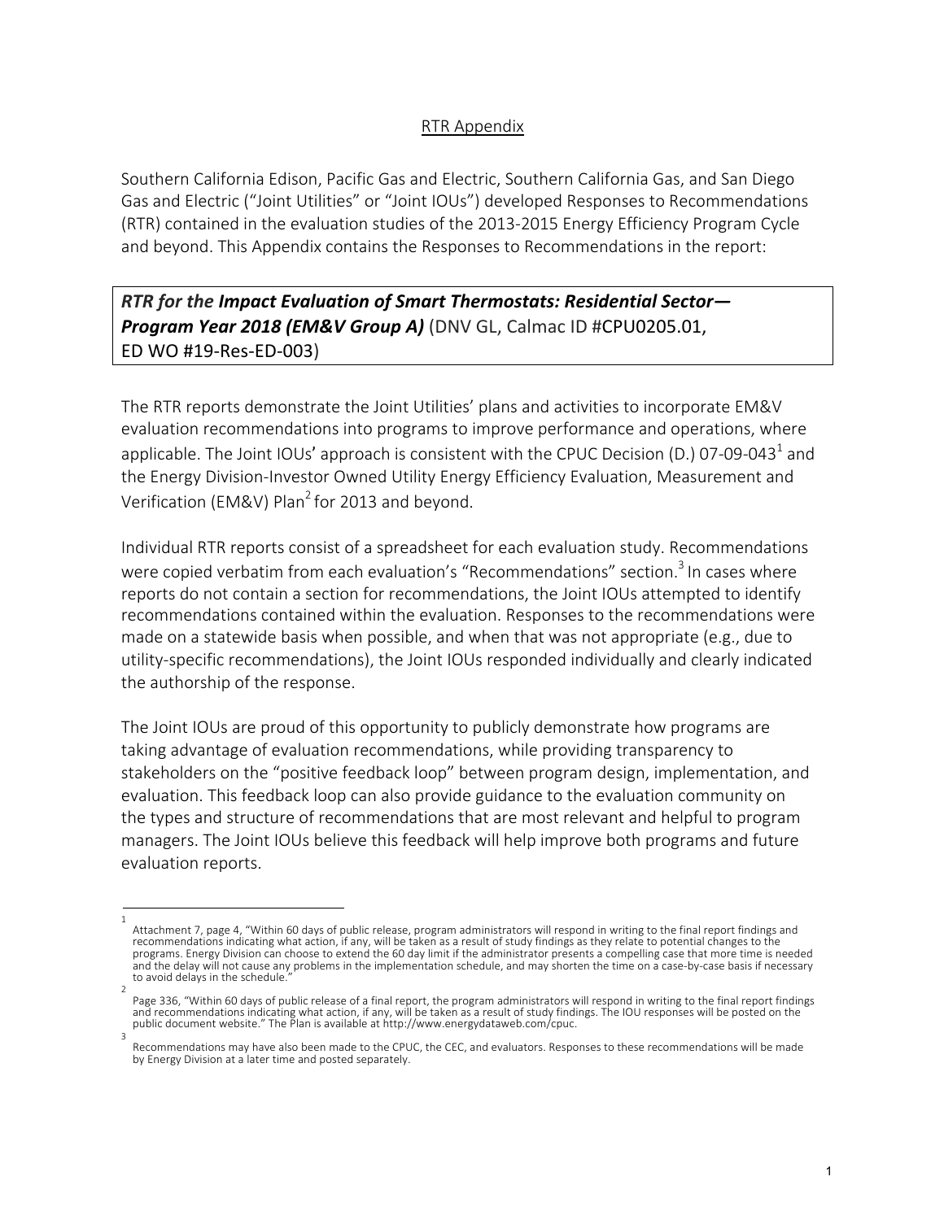RTR Appendix

Southern California Edison, Pacific Gas and Electric, Southern California Gas, and San Diego Gas and Electric ("Joint Utilities" or "Joint IOUs") developed Responses to Recommendations (RTR) contained in the evaluation studies of the 2013-2015 Energy Efficiency Program Cycle and beyond. This Appendix contains the Responses to Recommendations in the report:

***RTR for the Impact Evaluation of Smart Thermostats: Residential Sector—Program Year 2018 (EM&V Group A)*** (DNV GL, Calmac ID #CPU0205.01, ED WO #19-Res-ED-003)

The RTR reports demonstrate the Joint Utilities' plans and activities to incorporate EM&V evaluation recommendations into programs to improve performance and operations, where applicable. The Joint IOUs' approach is consistent with the CPUC Decision (D.) 07-09-043[1] and the Energy Division-Investor Owned Utility Energy Efficiency Evaluation, Measurement and Verification (EM&V) Plan[2] for 2013 and beyond.

Individual RTR reports consist of a spreadsheet for each evaluation study. Recommendations were copied verbatim from each evaluation's "Recommendations" section.[3] In cases where reports do not contain a section for recommendations, the Joint IOUs attempted to identify recommendations contained within the evaluation. Responses to the recommendations were made on a statewide basis when possible, and when that was not appropriate (e.g., due to utility-specific recommendations), the Joint IOUs responded individually and clearly indicated the authorship of the response.

The Joint IOUs are proud of this opportunity to publicly demonstrate how programs are taking advantage of evaluation recommendations, while providing transparency to stakeholders on the "positive feedback loop" between program design, implementation, and evaluation. This feedback loop can also provide guidance to the evaluation community on the types and structure of recommendations that are most relevant and helpful to program managers. The Joint IOUs believe this feedback will help improve both programs and future evaluation reports.

---

[1] Attachment 7, page 4, "Within 60 days of public release, program administrators will respond in writing to the final report findings and recommendations indicating what action, if any, will be taken as a result of study findings as they relate to potential changes to the programs. Energy Division can choose to extend the 60 day limit if the administrator presents a compelling case that more time is needed and the delay will not cause any problems in the implementation schedule, and may shorten the time on a case-by-case basis if necessary to avoid delays in the schedule."

[2] Page 336, "Within 60 days of public release of a final report, the program administrators will respond in writing to the final report findings and recommendations indicating what action, if any, will be taken as a result of study findings. The IOU responses will be posted on the public document website." The Plan is available at http://www.energydataweb.com/cpuc.

[3] Recommendations may have also been made to the CPUC, the CEC, and evaluators. Responses to these recommendations will be made by Energy Division at a later time and posted separately.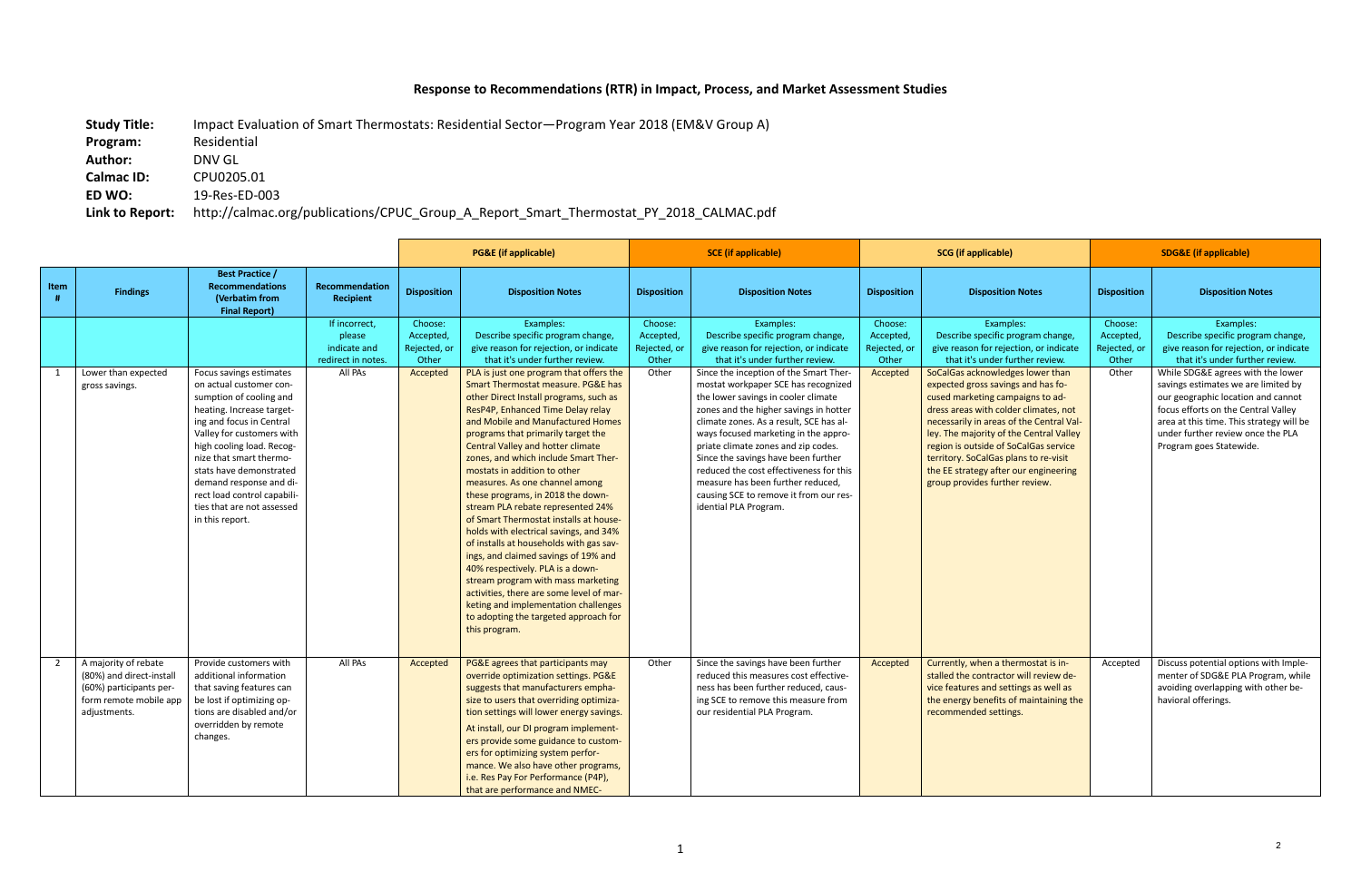# Response to Recommendations (RTR) in Impact, Process, and Market Assessment Studies

**Study Title:** Impact Evaluation of Smart Thermostats: Residential Sector—Program Year 2018 (EM&V Group A)
**Program:** Residential
**Author:** DNV GL
**Calmac ID:** CPU0205.01
**ED WO:** 19-Res-ED-003
**Link to Report:** http://calmac.org/publications/CPUC_Group_A_Report_Smart_Thermostat_PY_2018_CALMAC.pdf

| | | | | PG&E (if applicable) | | SCE (if applicable) | | SCG (if applicable) | | SDG&E (if applicable) | |
|---|---|---|---|---|---|---|---|---|---|---|---|
| Item # | Findings | Best Practice / Recommendations (Verbatim from Final Report) | Recommendation Recipient | Disposition | Disposition Notes | Disposition | Disposition Notes | Disposition | Disposition Notes | Disposition | Disposition Notes |
| | | | If incorrect, please indicate and redirect in notes. | Choose: Accepted, Rejected, or Other | Examples: Describe specific program change, give reason for rejection, or indicate that it's under further review. | Choose: Accepted, Rejected, or Other | Examples: Describe specific program change, give reason for rejection, or indicate that it's under further review. | Choose: Accepted, Rejected, or Other | Examples: Describe specific program change, give reason for rejection, or indicate that it's under further review. | Choose: Accepted, Rejected, or Other | Examples: Describe specific program change, give reason for rejection, or indicate that it's under further review. |
| 1 | Lower than expected gross savings. | Focus savings estimates on actual customer consumption of cooling and heating. Increase targeting and focus in Central Valley for customers with high cooling load. Recognize that smart thermostats have demonstrated demand response and direct load control capabilities that are not assessed in this report. | All PAs | Accepted | PLA is just one program that offers the Smart Thermostat measure. PG&E has other Direct Install programs, such as ResP4P, Enhanced Time Delay relay and Mobile and Manufactured Homes programs that primarily target the Central Valley and hotter climate zones, and which include Smart Thermostats in addition to other measures. As one channel among these programs, in 2018 the downstream PLA rebate represented 24% of Smart Thermostat installs at households with electrical savings, and 34% of installs at households with gas savings, and claimed savings of 19% and 40% respectively. PLA is a downstream program with mass marketing activities, there are some level of marketing and implementation challenges to adopting the targeted approach for this program. | Other | Since the inception of the Smart Thermostat workpaper SCE has recognized the lower savings in cooler climate zones and the higher savings in hotter climate zones. As a result, SCE has always focused marketing in the appropriate climate zones and zip codes. Since the savings have been further reduced the cost effectiveness for this measure has been further reduced, causing SCE to remove it from our residential PLA Program. | Accepted | SoCalGas acknowledges lower than expected gross savings and has focused marketing campaigns to address areas with colder climates, not necessarily in areas of the Central Valley. The majority of the Central Valley region is outside of SoCalGas service territory. SoCalGas plans to re-visit the EE strategy after our engineering group provides further review. | Other | While SDG&E agrees with the lower savings estimates we are limited by our geographic location and cannot focus efforts on the Central Valley area at this time. This strategy will be under further review once the PLA Program goes Statewide. |
| 2 | A majority of rebate (80%) and direct-install (60%) participants perform remote mobile app adjustments. | Provide customers with additional information that saving features can be lost if optimizing options are disabled and/or overridden by remote changes. | All PAs | Accepted | PG&E agrees that participants may override optimization settings. PG&E suggests that manufacturers emphasize to users that overriding optimization settings will lower energy savings. At install, our DI program implementers provide some guidance to customers for optimizing system performance. We also have other programs, i.e. Res Pay For Performance (P4P), that are performance and NMEC- | Other | Since the savings have been further reduced this measures cost effectiveness has been further reduced, causing SCE to remove this measure from our residential PLA Program. | Accepted | Currently, when a thermostat is installed the contractor will review device features and settings as well as the energy benefits of maintaining the recommended settings. | Accepted | Discuss potential options with Implementer of SDG&E PLA Program, while avoiding overlapping with other behavioral offerings. |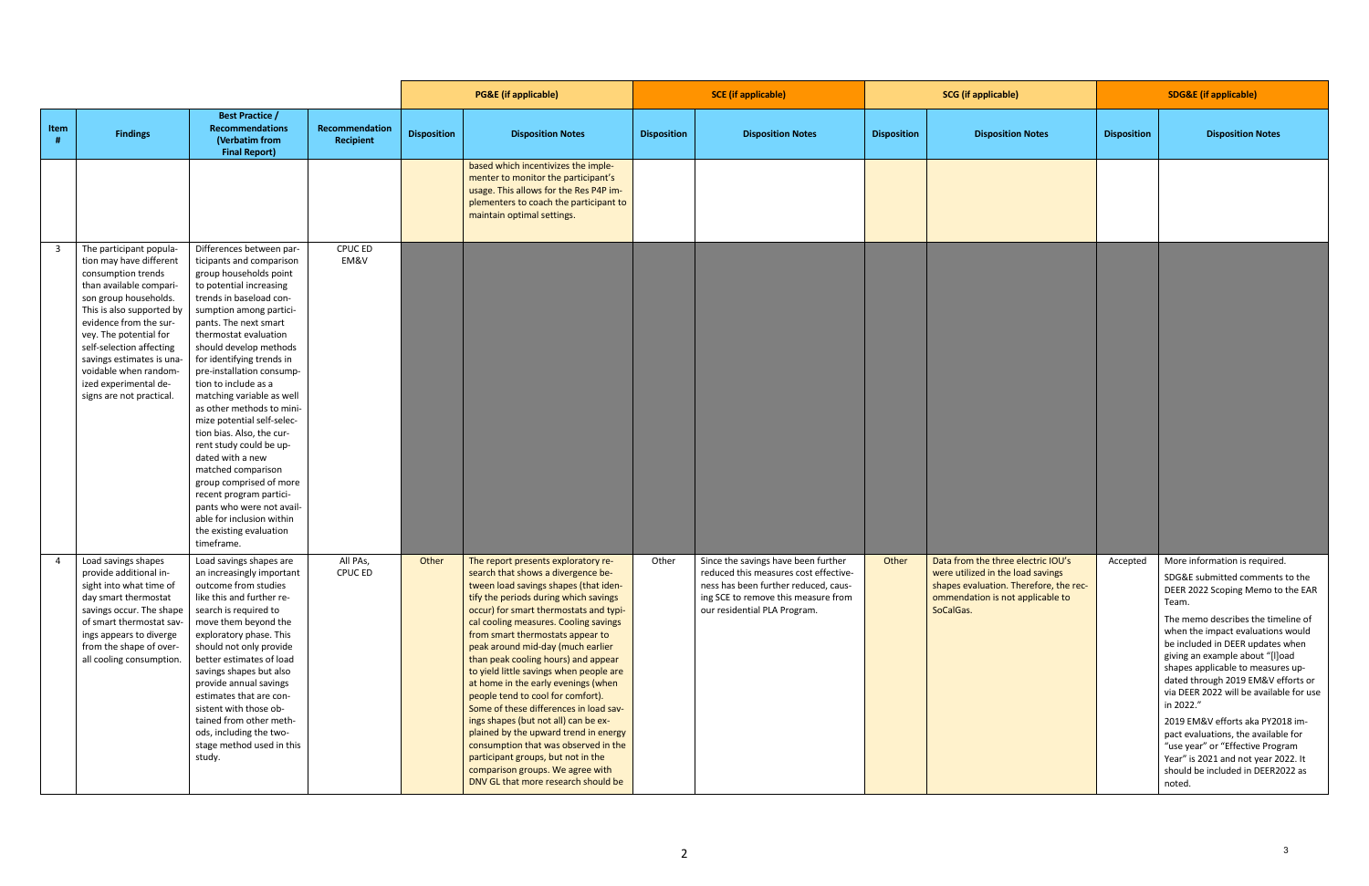| | | | | PG&E (if applicable) | | SCE (if applicable) | | SCG (if applicable) | | SDG&E (if applicable) | |
|---|---|---|---|---|---|---|---|---|---|---|---|
| Item # | Findings | Best Practice / Recommendations (Verbatim from Final Report) | Recommendation Recipient | Disposition | Disposition Notes | Disposition | Disposition Notes | Disposition | Disposition Notes | Disposition | Disposition Notes |
| | | | | | based which incentivizes the implementer to monitor the participant's usage. This allows for the Res P4P implementers to coach the participant to maintain optimal settings. | | | | | | |
| 3 | The participant population may have different consumption trends than available comparison group households. This is also supported by evidence from the survey. The potential for self-selection affecting savings estimates is unavoidable when randomized experimental designs are not practical. | Differences between participants and comparison group households point to potential increasing trends in baseload consumption among participants. The next smart thermostat evaluation should develop methods for identifying trends in pre-installation consumption to include as a matching variable as well as other methods to minimize potential self-selection bias. Also, the current study could be updated with a new matched comparison group comprised of more recent program participants who were not available for inclusion within the existing evaluation timeframe. | CPUC ED EM&V | | | | | | | | |
| 4 | Load savings shapes provide additional insight into what time of day smart thermostat savings occur. The shape of smart thermostat savings appears to diverge from the shape of overall cooling consumption. | Load savings shapes are an increasingly important outcome from studies like this and further research is required to move them beyond the exploratory phase. This should not only provide better estimates of load savings shapes but also provide annual savings estimates that are consistent with those obtained from other methods, including the two-stage method used in this study. | All PAs, CPUC ED | Other | The report presents exploratory research that shows a divergence between load savings shapes (that identify the periods during which savings occur) for smart thermostats and typical cooling measures. Cooling savings from smart thermostats appear to peak around mid-day (much earlier than peak cooling hours) and appear to yield little savings when people are at home in the early evenings (when people tend to cool for comfort). Some of these differences in load savings shapes (but not all) can be explained by the upward trend in energy consumption that was observed in the participant groups, but not in the comparison groups. We agree with DNV GL that more research should be | Other | Since the savings have been further reduced this measures cost effectiveness has been further reduced, causing SCE to remove this measure from our residential PLA Program. | Other | Data from the three electric IOU's were utilized in the load savings shapes evaluation. Therefore, the recommendation is not applicable to SoCalGas. | Accepted | More information is required.<br><br>SDG&E submitted comments to the DEER 2022 Scoping Memo to the EAR Team.<br><br>The memo describes the timeline of when the impact evaluations would be included in DEER updates when giving an example about "[l]oad shapes applicable to measures updated through 2019 EM&V efforts or via DEER 2022 will be available for use in 2022."<br><br>2019 EM&V efforts aka PY2018 impact evaluations, the available for "use year" or "Effective Program Year" is 2021 and not year 2022. It should be included in DEER2022 as noted. |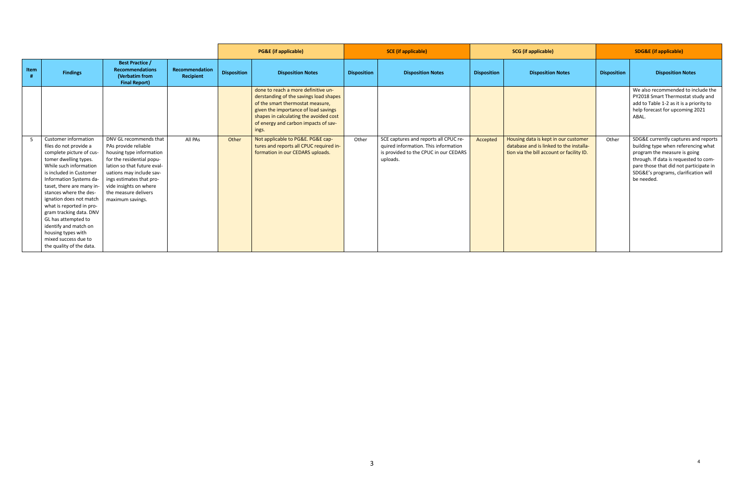| | | | | PG&E (if applicable) | | SCE (if applicable) | | SCG (if applicable) | | SDG&E (if applicable) | |
|---|---|---|---|---|---|---|---|---|---|---|---|
| Item # | Findings | Best Practice / Recommendations (Verbatim from Final Report) | Recommendation Recipient | Disposition | Disposition Notes | Disposition | Disposition Notes | Disposition | Disposition Notes | Disposition | Disposition Notes |
| | | | | | done to reach a more definitive understanding of the savings load shapes of the smart thermostat measure, given the importance of load savings shapes in calculating the avoided cost of energy and carbon impacts of savings. | | | | | | We also recommended to include the PY2018 Smart Thermostat study and add to Table 1-2 as it is a priority to help forecast for upcoming 2021 ABAL. |
| 5 | Customer information files do not provide a complete picture of customer dwelling types. While such information is included in Customer Information Systems dataset, there are many instances where the designation does not match what is reported in program tracking data. DNV GL has attempted to identify and match on housing types with mixed success due to the quality of the data. | DNV GL recommends that PAs provide reliable housing type information for the residential population so that future evaluations may include savings estimates that provide insights on where the measure delivers maximum savings. | All PAs | Other | Not applicable to PG&E. PG&E captures and reports all CPUC required information in our CEDARS uploads. | Other | SCE captures and reports all CPUC required information. This information is provided to the CPUC in our CEDARS uploads. | Accepted | Housing data is kept in our customer database and is linked to the installation via the bill account or facility ID. | Other | SDG&E currently captures and reports building type when referencing what program the measure is going through. If data is requested to compare those that did not participate in SDG&E's programs, clarification will be needed. |